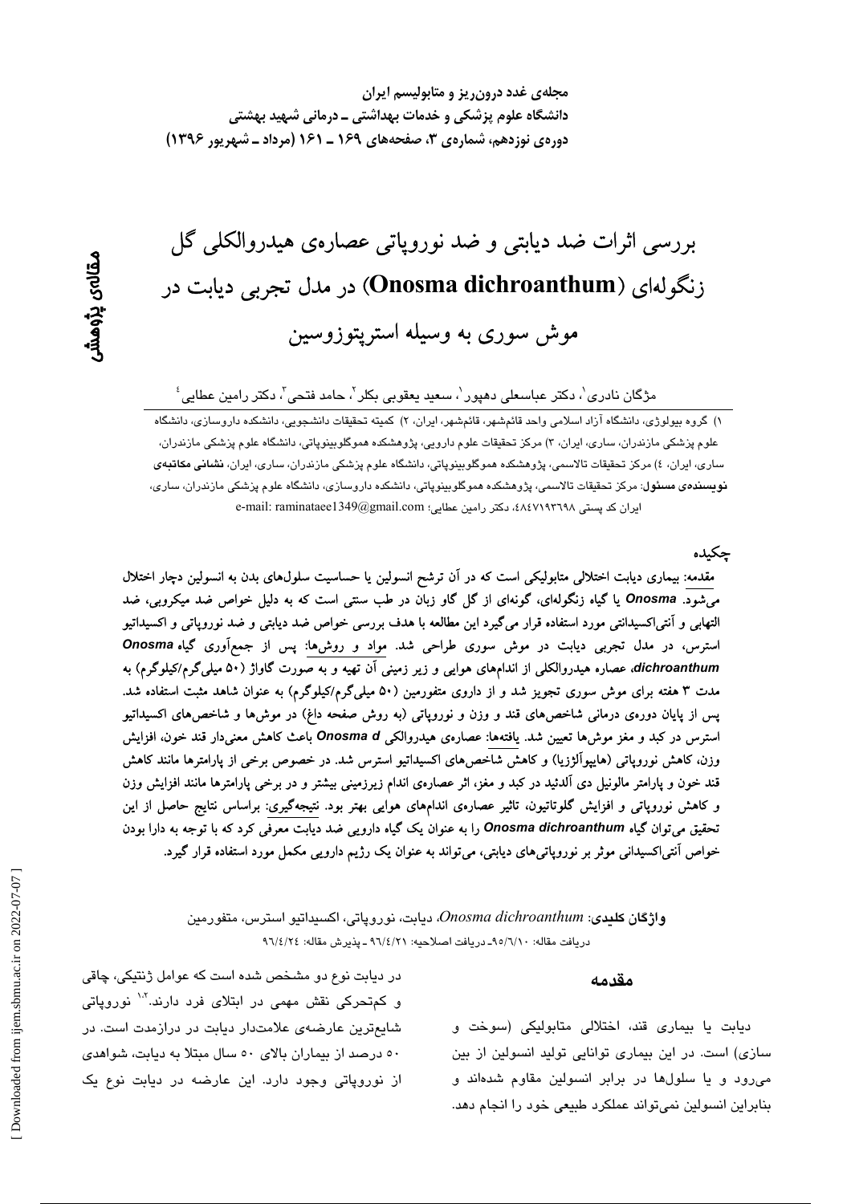مجله‌ی غدد درون‌ریز و متابولیسم ایران
دانشگاه علوم پزشکی و خدمات بهداشتی ـ درمانی شهید بهشتی
دوره‌ی نوزدهم، شماره‌ی ۳، صفحه‌های ۱۶۹ ـ ۱۶۱ (مرداد ـ شهریور ۱۳۹۶)

مقاله‌ی پژوهشی

# بررسی اثرات ضد دیابتی و ضد نوروپاتی عصاره‌ی هیدروالکلی گل زنگوله‌ای (Onosma dichroanthum) در مدل تجربی دیابت در موش سوری به وسیله استرپتوزوسین

مژگان نادری[۱]، دکتر عباسعلی دهپور[۱]، سعید یعقوبی بکلر[۲]، حامد فتحی[۳]، دکتر رامین عطایی[۴]

۱) گروه بیولوژی، دانشگاه آزاد اسلامی واحد قائم‌شهر، قائم‌شهر، ایران، ۲) کمیته تحقیقات دانشجویی، دانشکده داروسازی، دانشگاه علوم پزشکی مازندران، ساری، ایران، ۳) مرکز تحقیقات علوم دارویی، پژوهشکده هموگلوبینوپاتی، دانشگاه علوم پزشکی مازندران، ساری، ایران، ٤) مرکز تحقیقات تالاسمی، پژوهشکده هموگلوبینوپاتی، دانشگاه علوم پزشکی مازندران، ساری، ایران، **نشانی مکاتبه‌ی نویسنده‌ی مسئول**: مرکز تحقیقات تالاسمی، پژوهشکده هموگلوبینوپاتی، دانشکده داروسازی، دانشگاه علوم پزشکی مازندران، ساری، ایران کد پستی ٤٨٤٧١٩٣٦٩٨، دکتر رامین عطایی؛ e-mail: raminataee1349@gmail.com

## چکیده

مقدمه: بیماری دیابت اختلالی متابولیکی است که در آن ترشح انسولین یا حساسیت سلول‌های بدن به انسولین دچار اختلال می‌شود. ***Onosma*** یا گیاه زنگوله‌ای، گونه‌ای از گل گاو زبان در طب سنتی است که به دلیل خواص ضد میکروبی، ضد التهابی و آنتی‌اکسیدانتی مورد استفاده قرار می‌گیرد این مطالعه با هدف بررسی خواص ضد دیابتی و ضد نوروپاتی و اکسیداتیو استرس، در مدل تجربی دیابت در موش سوری طراحی شد. مواد و روش‌ها: پس از جمع‌آوری گیاه ***Onosma dichroanthum***، عصاره هیدروالکلی از اندام‌های هوایی و زیر زمینی آن تهیه و به صورت گاواژ (۵۰ میلی‌گرم/کیلوگرم) به مدت ۳ هفته برای موش سوری تجویز شد و از داروی متفورمین (۵۰ میلی‌گرم/کیلوگرم) به عنوان شاهد مثبت استفاده شد. پس از پایان دوره‌ی درمانی شاخص‌های قند و وزن و نوروپاتی (به روش صفحه داغ) در موش‌ها و شاخص‌های اکسیداتیو استرس در کبد و مغز موش‌ها تعیین شد. یافته‌ها: عصاره‌ی هیدروالکلی ***Onosma d*** باعث کاهش معنی‌دار قند خون، افزایش وزن، کاهش نوروپاتی (هایپوآلژزیا) و کاهش شاخص‌های اکسیداتیو استرس شد. در خصوص برخی از پارامترها مانند کاهش قند خون و پارامتر مالونیل دی آلدئید در کبد و مغز، اثر عصاره‌ی اندام زیرزمینی بیشتر و در برخی پارامترها مانند افزایش وزن و کاهش نوروپاتی و افزایش گلوتاتیون، تاثیر عصاره‌ی اندام‌های هوایی بهتر بود. نتیجه‌گیری: براساس نتایج حاصل از این تحقیق می‌توان گیاه ***Onosma dichroanthum*** را به عنوان یک گیاه دارویی ضد دیابت معرفی کرد که با توجه به دارا بودن خواص آنتی‌اکسیدانی موثر بر نوروپاتی‌های دیابتی، می‌تواند به عنوان یک رژیم دارویی مکمل مورد استفاده قرار گیرد.

**واژگان کلیدی**: *Onosma dichroanthum*، دیابت، نوروپاتی، اکسیداتیو استرس، متفورمین

دریافت مقاله: ۹۵/٦/١٠ـ دریافت اصلاحیه: ٩٦/٤/٢١ ـ پذیرش مقاله: ٩٦/٤/٢٤

## مقدمه

دیابت یا بیماری قند، اختلالی متابولیکی (سوخت و سازی) است. در این بیماری توانایی تولید انسولین از بین می‌رود و یا سلول‌ها در برابر انسولین مقاوم شده‌اند و بنابراین انسولین نمی‌تواند عملکرد طبیعی خود را انجام دهد.

در دیابت نوع دو مشخص شده است که عوامل ژنتیکی، چاقی و کم‌تحرکی نقش مهمی در ابتلای فرد دارند.[۱،۲] نوروپاتی شایع‌ترین عارضه‌ی علامت‌دار دیابت در درازمدت است. در ۵۰ درصد از بیماران بالای ۵۰ سال مبتلا به دیابت، شواهدی از نوروپاتی وجود دارد. این عارضه در دیابت نوع یک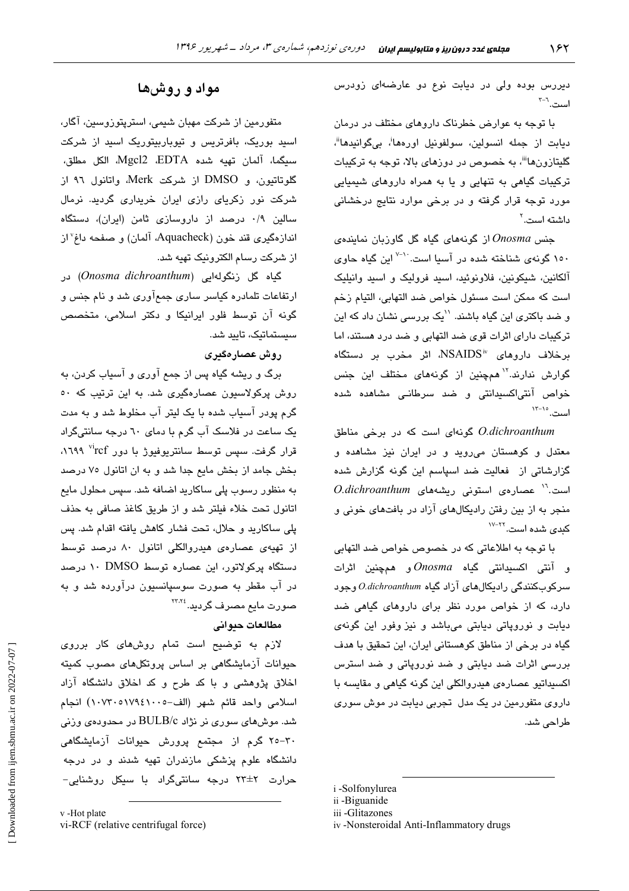دیررس بوده ولی در دیابت نوع دو عارضه‌ای زودرس است.[۶-۳]

با توجه به عوارض خطرناک داروهای مختلف در درمان دیابت از جمله انسولین، سولفونیل اوره‌ها[i]، بی‌گوانیدها[ii]، گلیتازون‌ها[iii]، به خصوص در دوزهای بالا، توجه به ترکیبات ترکیبات گیاهی به تنهایی و یا به همراه داروهای شیمیایی مورد توجه قرار گرفته و در برخی موارد نتایج درخشانی داشته است.[۲]

جنس *Onosma* از گونه‌های گیاه گل گاوزبان نماینده‌ی ۱۵۰ گونه‌ی شناخته شده در آسیا است.[۱۰-۷] این گیاه حاوی آلکانین، شیکونین، فلاونوئید، اسید فرولیک و اسید وانیلیک است که ممکن است مسئول خواص ضد التهابی، التیام زخم و ضد باکتری این گیاه باشند.[۱۱] یک بررسی نشان داد که این ترکیبات دارای اثرات قوی ضد التهابی و ضد درد هستند، اما برخلاف داروهای NSAIDS[iv]، اثر مخرب بر دستگاه گوارش ندارند.[۱۲] همچنین از گونه‌های مختلف این جنس خواص آنتی‌اکسیدانتی و ضد سرطانی مشاهده شده است.[۱۵-۱۳]

*O.dichroanthum* گونه‌ای است که در برخی مناطق معتدل و کوهستان می‌روید و در ایران نیز مشاهده و گزارشاتی از فعالیت ضد اسپاسم این گونه گزارش شده است.[۱۶] عصاره‌ی استونی ریشه‌های *O.dichroanthum* منجر به از بین رفتن رادیکال‌های آزاد در بافت‌های خونی و کبدی شده است.[۲۲-۱۷]

با توجه به اطلاعاتی که در خصوص خواص ضد التهابی و آنتی اکسیدانتی گیاه *Onosma* و همچنین اثرات سرکوب‌کنندگی رادیکال‌های آزاد گیاه *O.dichroanthum* وجود دارد، که از خواص مورد نظر برای داروهای گیاهی ضد دیابت و نوروپاتی دیابتی می‌باشد و نیز وفور این گونه‌ی گیاه در برخی از مناطق کوهستانی ایران، این تحقیق با هدف بررسی اثرات ضد دیابتی و ضد نوروپاتی و ضد استرس اکسیداتیو عصاره‌ی هیدروالکلی این گونه گیاهی و مقایسه با داروی متفورمین در یک مدل تجربی دیابت در موش سوری طراحی شد.

## مواد و روش‌ها

متفورمین از شرکت مهبان شیمی، استرپتوزوسین، آگار، اسید بوریک، بافرتریس و تیوباربیتوریک اسید از شرکت سیگما، آلمان تهیه شده EDTA، Mgcl2، الکل مطلق، گلوتاتیون، و DMSO از شرکت Merk، واتانول ۹۶ از شرکت نور زکریای رازی ایران خریداری گردید. نرمال سالین ۰/۹ درصد از داروسازی ثامن (ایران)، دستگاه اندازه‌گیری قند خون (Aquacheck، آلمان) و صفحه داغ[v] از از شرکت رسام الکترونیک تهیه شد.

گیاه گل زنگوله‌ایی (*Onosma dichroanthum*) در ارتفاعات تلمادره کیاسر ساری جمع‌آوری شد و نام جنس و گونه آن توسط فلور ایرانیکا و دکتر اسلامی، متخصص سیستماتیک، تایید شد.

### روش عصاره‌گیری

برگ و ریشه گیاه پس از جمع آوری و آسیاب کردن، به روش پرکولاسیون عصاره‌گیری شد. به این ترتیب که ۵۰ گرم پودر آسیاب شده با یک لیتر آب مخلوط شد و به مدت یک ساعت در فلاسک آب گرم با دمای ۶۰ درجه سانتی‌گراد قرار گرفت. سپس توسط سانتریوفیوژ با دور rcf[vi] ۱۶۹۹، بخش جامد از بخش مایع جدا شد و به ان اتانول ۷۵ درصد به منظور رسوب پلی ساکارید اضافه شد. سپس محلول مایع اتانول تحت خلاء فیلتر شد و از طریق کاغذ صافی به حذف پلی ساکارید و حلال، تحت فشار کاهش یافته اقدام شد. پس از تهیه‌ی عصاره‌ی هیدروالکلی اتانول ۸۰ درصد توسط دستگاه پرکولاتور، این عصاره توسط DMSO ۱۰ درصد در آب مقطر به صورت سوسپانسیون درآورده شد و به صورت مایع مصرف گردید.[۲۳،۲۴]

### مطالعات حیوانی

لازم به توضیح است تمام روش‌های کار برروی حیوانات آزمایشگاهی بر اساس پروتکل‌های مصوب کمیته اخلاق پژوهشی و با کد طرح و کد اخلاق دانشگاه آزاد اسلامی واحد قائم شهر (الف-۱۰۷۳۰۵۱۷۹۴۱۰۰۵) انجام شد. موش‌های سوری نر نژاد BULB/c در محدوده‌ی وزنی ۳۰-۲۵ گرم از مجتمع پرورش حیوانات آزمایشگاهی دانشگاه علوم پزشکی مازندران تهیه شدند و در درجه حرارت ۲±۲۳ درجه سانتی‌گراد با سیکل روشنایی-

---

i -Solfonylurea
ii -Biguanide
iii -Glitazones
iv -Nonsteroidal Anti-Inflammatory drugs
v -Hot plate
vi-RCF (relative centrifugal force)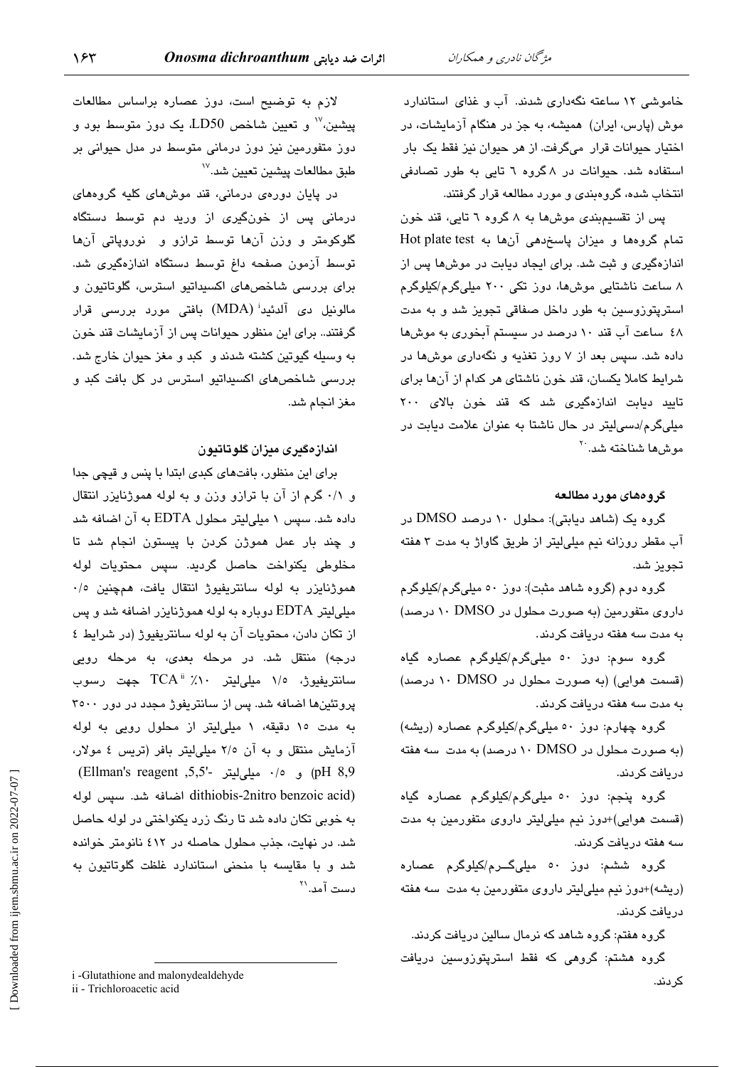خاموشی ۱۲ ساعته نگه‌داری شدند. آب و غذای استاندارد موش (پارس، ایران) همیشه، به جز در هنگام آزمایشات، در اختیار حیوانات قرار می‌گرفت. از هر حیوان نیز فقط یک بار استفاده شد. حیوانات در ۸ گروه ۶ تایی به طور تصادفی انتخاب شده، گروه‌بندی و مورد مطالعه قرار گرفتند.

پس از تقسیم‌بندی موش‌ها به ۸ گروه ۶ تایی، قند خون تمام گروه‌ها و میزان پاسخ‌دهی آن‌ها به Hot plate test اندازه‌گیری و ثبت شد. برای ایجاد دیابت در موش‌ها پس از ۸ ساعت ناشتایی موش‌ها، دوز تکی ۲۰۰ میلی‌گرم/کیلوگرم استرپتوزوسین به طور داخل صفاقی تجویز شد و به مدت ۴۸ ساعت آب قند ۱۰ درصد در سیستم آبخوری به موش‌ها داده شد. سپس بعد از ۷ روز تغذیه و نگه‌داری موش‌ها در شرایط کاملا یکسان، قند خون ناشتای هر کدام از آن‌ها برای تایید دیابت اندازه‌گیری شد که قند خون بالای ۲۰۰ میلی‌گرم/دسی‌لیتر در حال ناشتا به عنوان علامت دیابت در موش‌ها شناخته شد.[20]

### گروه‌های مورد مطالعه

گروه یک (شاهد دیابتی): محلول ۱۰ درصد DMSO در آب مقطر روزانه نیم میلی‌لیتر از طریق گاواژ به مدت ۳ هفته تجویز شد.

گروه دوم (گروه شاهد مثبت): دوز ۵۰ میلی‌گرم/کیلوگرم داروی متفورمین (به صورت محلول در DMSO ۱۰ درصد) به مدت سه هفته دریافت کردند.

گروه سوم: دوز ۵۰ میلی‌گرم/کیلوگرم عصاره گیاه (قسمت هوایی) (به صورت محلول در DMSO ۱۰ درصد) به مدت سه هفته دریافت کردند.

گروه چهارم: دوز ۵۰ میلی‌گرم/کیلوگرم عصاره (ریشه) (به صورت محلول در DMSO ۱۰ درصد) به مدت سه هفته دریافت کردند.

گروه پنجم: دوز ۵۰ میلی‌گرم/کیلوگرم عصاره گیاه (قسمت هوایی)+دوز نیم میلی‌لیتر داروی متفورمین به مدت سه هفته دریافت کردند.

گروه ششم: دوز ۵۰ میلی‌گرم/کیلوگرم عصاره (ریشه)+دوز نیم میلی‌لیتر داروی متفورمین به مدت سه هفته دریافت کردند.

گروه هفتم: گروه شاهد که نرمال سالین دریافت کردند.

گروه هشتم: گروهی که فقط استرپتوزوسین دریافت کردند.

لازم به توضیح است، دوز عصاره براساس مطالعات پیشین،[17] و تعیین شاخص LD50، یک دوز متوسط بود و دوز متفورمین نیز دوز درمانی متوسط در مدل حیوانی بر طبق مطالعات پیشین تعیین شد.[17]

در پایان دوره‌ی درمانی، قند موش‌های کلیه گروه‌های درمانی پس از خون‌گیری از ورید دم توسط دستگاه گلوکومتر و وزن آن‌ها توسط ترازو و نوروپاتی آن‌ها توسط آزمون صفحه داغ توسط دستگاه اندازه‌گیری شد. برای بررسی شاخص‌های اکسیداتیو استرس، گلوتاتیون و مالونیل دی آلدئید[i] (MDA) بافتی مورد بررسی قرار گرفتند.. برای این منظور حیوانات پس از آزمایشات قند خون به وسیله گیوتین کشته شدند و کبد و مغز حیوان خارج شد. بررسی شاخص‌های اکسیداتیو استرس در کل بافت کبد و مغز انجام شد.

### اندازه‌گیری میزان گلوتاتیون

برای این منظور، بافت‌های کبدی ابتدا با پنس و قیچی جدا و ۰/۱ گرم از آن با ترازو وزن و به لوله هموژنایزر انتقال داده شد. سپس ۱ میلی‌لیتر محلول EDTA به آن اضافه شد و چند بار عمل هموژن کردن با پیستون انجام شد تا مخلوطی یکنواخت حاصل گردید. سپس محتویات لوله هموژنایزر به لوله سانتریفیوژ انتقال یافت، همچنین ۰/۵ میلی‌لیتر EDTA دوباره به لوله هموژنایزر اضافه شد و پس از تکان دادن، محتویات آن به لوله سانتریفیوژ (در شرایط ۴ درجه) منتقل شد. در مرحله بعدی، به مرحله رویی سانتریفیوژ، ۱/۵ میلی‌لیتر ٪۱۰ TCA[ii] جهت رسوب پروتئین‌ها اضافه شد. پس از سانتریفوژ مجدد در دور ۳۵۰۰ به مدت ۱۵ دقیقه، ۱ میلی‌لیتر از محلول رویی به لوله آزمایش منتقل و به آن ۲/۵ میلی‌لیتر بافر (تریس ۴ مولار، pH 8,9) و ۰/۵ میلی‌لیتر (Ellman's reagent ,5,5'-dithiobis-2nitro benzoic acid) اضافه شد. سپس لوله به خوبی تکان داده شد تا رنگ زرد یکنواختی در لوله حاصل شد. در نهایت، جذب محلول حاصله در ۴۱۲ نانومتر خوانده شد و با مقایسه با منحنی استاندارد غلظت گلوتاتیون به دست آمد.[21]

---

i -Glutathione and malonydealdehyde

ii - Trichloroacetic acid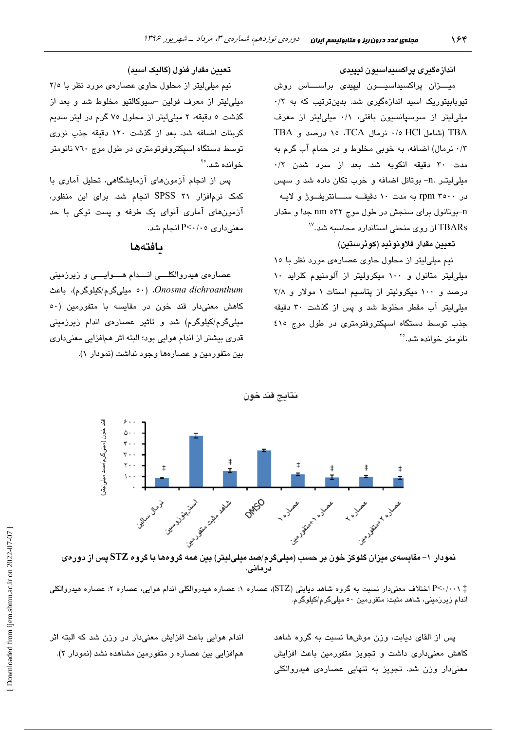### اندازه‌گیری پراکسیداسیون لیپیدی

میـــزان پراکسیداسیـــون لیپیدی براســـاس روش تیوباربیتوریک اسید اندازه‌گیری شد. بدین‌ترتیب که به ۰/۲ میلی‌لیتر از سوسپانسیون بافتی، ۰/۱ میلی‌لیتر از معرف TBA (شامل HCl ۰/۵ نرمال، TCA ۱۵ درصد و TBA ۰/۳ نرمال) اضافه، به خوبی مخلوط و در حمام آب گرم به مدت ۳۰ دقیقه انکوبه شد. بعد از سرد شدن ۰/۲ میلی‌لیتـر n- بوتانل اضافه و خوب تکان داده شد و سپس در ۳۵۰۰ rpm به مدت ۱۰ دقیقـه ســـانتریفـوژ و لایـه n-بوتانول برای سنجش در طول موج ۵۳۲ nm جدا و مقدار TBARs از روی منحنی استاندارد محاسبه شد.[17]

### تعیین مقدار فلاونوئید (کوئرستین)

نیم میلی‌لیتر از محلول حاوی عصاره‌ی مورد نظر با ۱۵ میلی‌لیتر متانول و ۱۰۰ میکرولیتر از آلومینوم کلراید ۱۰ درصد و ۱۰۰ میکرولیتر از پتاسیم استات ۱ مولار و ۲/۸ میلی‌لیتر آب مقطر مخلوط شد و پس از گذشت ۳۰ دقیقه جذب توسط دستگاه اسپکتروفتومتری در طول موج ۴۱۵ نانومتر خوانده شد.[25]

### تعیین مقدار فنول (گالیک اسید)

نیم میلی‌لیتر از محلول حاوی عصاره‌ی مورد نظر با ۲/۵ میلی‌لیتر از معرف فولین –سیوکالتیو مخلوط شد و بعد از گذشت ۵ دقیقه، ۲ میلی‌لیتر از محلول ۷۵ گرم در لیتر سدیم کربنات اضافه شد. بعد از گذشت ۱۲۰ دقیقه جذب نوری توسط دستگاه اسپکتروفوتومتری در طول موج ۷۶۰ نانومتر خوانده شد.[25]

پس از انجام آزمون‌های آزمایشگاهی، تحلیل آماری با کمک نرم‌افزار SPSS ۲۱ انجام شد. برای این منظور، آزمون‌های آماری آنوای یک طرفه و پست توکی با حد معنی‌داری $P<0.05$ انجام شد.

## یافته‌ها

عصاره‌ی هیدروالکلـــی انـــدام هـــوایـــی و زیرزمینی *Onosma dichroanthum*، (۵۰ میلی‌گرم/کیلوگرم)، باعث کاهش معنی‌دار قند خون در مقایسه با متفورمین (۵۰ میلی‌گرم/کیلوگرم) شد و تاثیر عصاره‌ی اندام زیرزمینی قدری بیشتر از اندام هوایی بود؛ البته اثر هم‌افزایی معنی‌داری بین متفورمین و عصاره‌ها وجود نداشت (نمودار ۱).

نمودار ۱- مقایسه‌ی میزان گلوکز خون بر حسب (میلی‌گرم/صد میلی‌لیتر) بین همه گروه‌ها با گروه STZ پس از دوره‌ی درمانی.

‡ $P<0.001$ اختلاف معنی‌دار نسبت به گروه شاهد دیابتی (STZ)، عصاره ۱: عصاره هیدروالکلی اندام هوایی، عصاره ۲: عصاره هیدروالکلی اندام زیرزمینی، شاهد مثبت: متفورمین ۵۰ میلی‌گرم/کیلوگرم.

پس از القای دیابت، وزن موش‌ها نسبت به گروه شاهد کاهش معنی‌داری داشت و تجویز متفورمین باعث افزایش معنی‌دار وزن شد. تجویز به تنهایی عصاره‌ی هیدروالکلی اندام هوایی باعث افزایش معنی‌دار در وزن شد که البته اثر هم‌افزایی بین عصاره و متفورمین مشاهده نشد (نمودار ۲).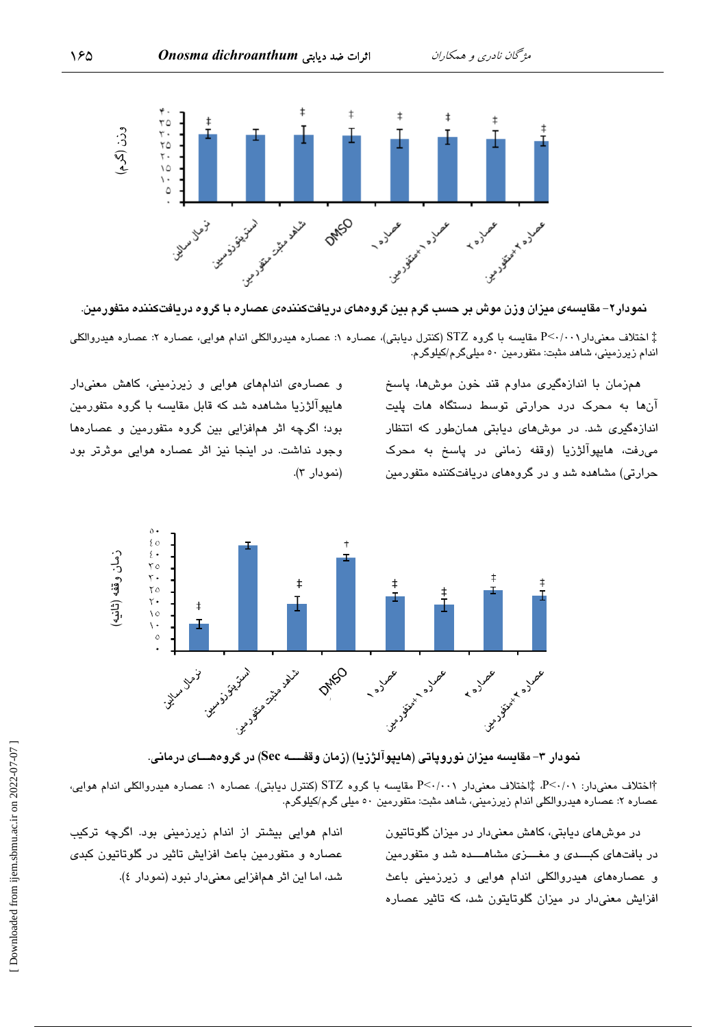نمودار۲- مقایسه‌ی میزان وزن موش بر حسب گرم بین گروه‌های دریافت‌کننده‌ی عصاره با گروه دریافت‌کننده متفورمین.

‡ اختلاف معنی‌دار $P<0.001$ مقایسه با گروه STZ (کنترل دیابتی)، عصاره ۱: عصاره هیدروالکلی اندام هوایی، عصاره ۲: عصاره هیدروالکلی اندام زیرزمینی، شاهد مثبت: متفورمین ۵۰ میلی‌گرم/کیلوگرم.

همزمان با اندازه‌گیری مداوم قند خون موش‌ها، پاسخ آن‌ها به محرک درد حرارتی توسط دستگاه هات پلیت اندازه‌گیری شد. در موش‌های دیابتی همان‌طور که انتظار می‌رفت، هایپوآلژزیا (وقفه زمانی در پاسخ به محرک حرارتی) مشاهده شد و در گروه‌های دریافت‌کننده متفورمین و عصاره‌ی اندام‌های هوایی و زیرزمینی، کاهش معنی‌دار هایپوآلژزیا مشاهده شد که قابل مقایسه با گروه متفورمین بود؛ اگرچه اثر هم‌افزایی بین گروه متفورمین و عصاره‌ها وجود نداشت. در اینجا نیز اثر عصاره هوایی موثرتر بود (نمودار ۳).

نمودار ۳- مقایسه میزان نوروپاتی (هایپوآلژزیا) (زمان وقفه Sec) در گروه‌های درمانی.

†اختلاف معنی‌دار: $P<0.01$، ‡اختلاف معنی‌دار $P<0.001$ مقایسه با گروه STZ (کنترل دیابتی). عصاره ۱: عصاره هیدروالکلی اندام هوایی، عصاره ۲: عصاره هیدروالکلی اندام زیرزمینی، شاهد مثبت: متفورمین ۵۰ میلی گرم/کیلوگرم.

در موش‌های دیابتی، کاهش معنی‌دار در میزان گلوتاتیون در بافت‌های کبدی و مغزی مشاهده شد و متفورمین و عصاره‌های هیدروالکلی اندام هوایی و زیرزمینی باعث افزایش معنی‌دار در میزان گلوتایتون شد، که تاثیر عصاره اندام هوایی بیشتر از اندام زیرزمینی بود. اگرچه ترکیب عصاره و متفورمین باعث افزایش تاثیر در گلوتاتیون کبدی شد، اما این اثر هم‌افزایی معنی‌دار نبود (نمودار ٤).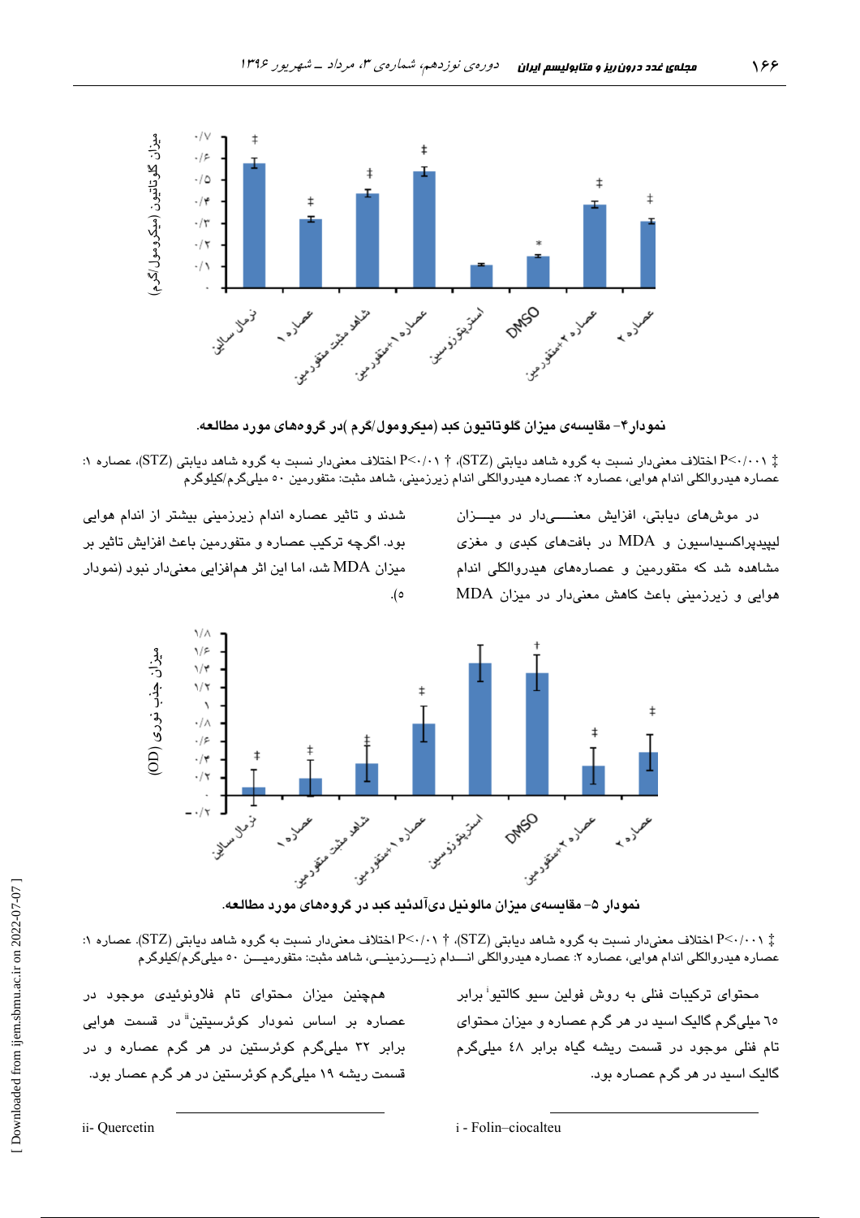نمودار۴- مقایسه‌ی میزان گلوتاتیون کبد (میکرومول/گرم )در گروه‌های مورد مطالعه.

‡ P<۰/۰۰۱ اختلاف معنی‌دار نسبت به گروه شاهد دیابتی (STZ)، † P<۰/۰۱ اختلاف معنی‌دار نسبت به گروه شاهد دیابتی (STZ)، عصاره ۱: عصاره هیدروالکلی اندام هوایی، عصاره ۲: عصاره هیدروالکلی اندام زیرزمینی، شاهد مثبت: متفورمین ۵۰ میلی‌گرم/کیلوگرم

در موش‌های دیابتی، افزایش معنی‌دار در میزان لیپیدپراکسیداسیون و MDA در بافت‌های کبدی و مغزی مشاهده شد که متفورمین و عصاره‌های هیدروالکلی اندام هوایی و زیرزمینی باعث کاهش معنی‌دار در میزان MDA شدند و تاثیر عصاره اندام زیرزمینی بیشتر از اندام هوایی بود. اگرچه ترکیب عصاره و متفورمین باعث افزایش تاثیر بر میزان MDA شد، اما این اثر هم‌افزایی معنی‌دار نبود (نمودار ۵).

نمودار ۵- مقایسه‌ی میزان مالونیل دی‌آلدئید کبد در گروه‌های مورد مطالعه.

‡ P<۰/۰۰۱ اختلاف معنی‌دار نسبت به گروه شاهد دیابتی (STZ)، † P<۰/۰۱ اختلاف معنی‌دار نسبت به گروه شاهد دیابتی (STZ)، عصاره ۱: عصاره هیدروالکلی اندام هوایی، عصاره ۲: عصاره هیدروالکلی اندام زیرزمینی، شاهد مثبت: متفورمین ۵۰ میلی‌گرم/کیلوگرم

محتوای ترکیبات فنلی به روش فولین سیو کالتیو[i] برابر ٦٥ میلی‌گرم گالیک اسید در هر گرم عصاره و میزان محتوای تام فنلی موجود در قسمت ریشه گیاه برابر ٤٨ میلی‌گرم گالیک اسید در هر گرم عصاره بود.

همچنین میزان محتوای تام فلاونوئیدی موجود در عصاره بر اساس نمودار کوئرسیتین[ii] در قسمت هوایی برابر ۳۲ میلی‌گرم کوئرستین در هر گرم عصاره و در قسمت ریشه ۱۹ میلی‌گرم کوئرستین در هر گرم عصار بود.

i - Folin–ciocalteu

ii- Quercetin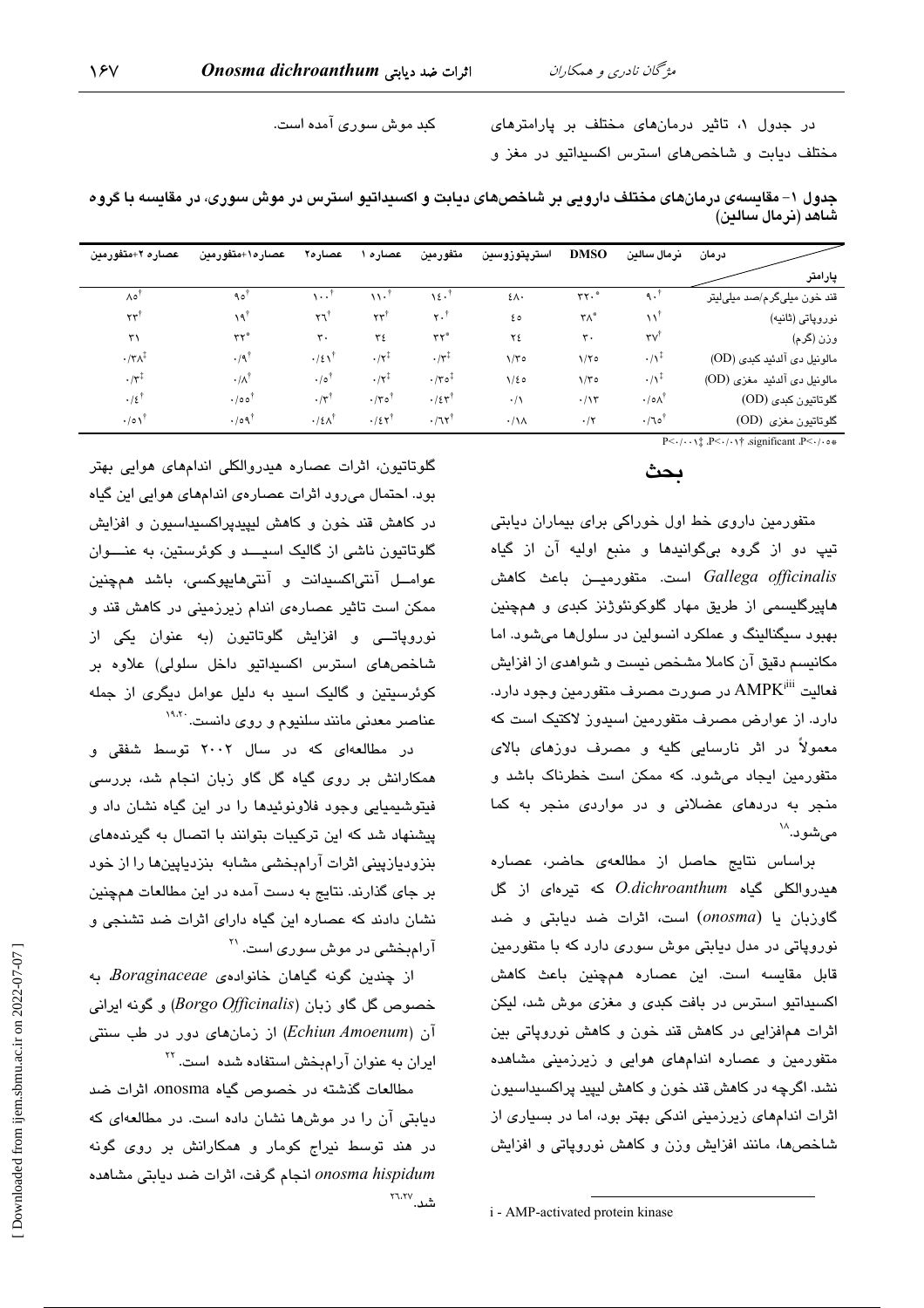در جدول ۱، تاثیر درمان‌های مختلف بر پارامترهای مختلف دیابت و شاخص‌های استرس اکسیداتیو در مغز و کبد موش سوری آمده است.

**جدول ۱- مقایسه‌ی درمان‌های مختلف دارویی بر شاخص‌های دیابت و اکسیداتیو استرس در موش سوری، در مقایسه با گروه شاهد (نرمال سالین)**

| درمان / پارامتر | نرمال سالین | DMSO | استرپتوزوسین | متفورمین | عصاره ۱ | عصاره۲ | عصاره۱+متفورمین | عصاره ۲+متفورمین |
|---|---|---|---|---|---|---|---|---|
| قند خون میلی‌گرم/صد میلی‌لیتر | ۹۰† | ۳۲۰* | ٤٨٠ | ١٤٠† | ۱۱۰† | ۱۰۰† | ۹۵† | ۸۵† |
| نوروپاتی (ثانیه) | ۱۱† | ۳۸* | ٤٥ | ۲۰† | ۲۳† | ۲٦† | ۱۹† | ۲۳† |
| وزن (گرم) | ۳۷† | ۳۰ | ۲٤ | ۳۳* | ۳٤ | ۳۰ | ۳۳* | ۳۱ |
| مالونیل دی آلدئید کبدی (OD) | ۰/۱‡ | ۱/۲٥ | ۱/۳٥ | ۰/۳‡ | ۰/۲‡ | ۰/٤۱† | ۰/۹† | ۰/۳۸‡ |
| مالونیل دی آلدئید مغزی (OD) | ۰/۱‡ | ۱/۳٥ | ۱/٤٥ | ۰/۳٥‡ | ۰/۲‡ | ۰/٥† | ۰/۸† | ۰/۳‡ |
| گلوتاتیون کبدی (OD) | ۰/٥۸† | ۰/۱۳ | ۰/۱ | ۰/٤۳† | ۰/۳٥† | ۰/۳† | ۰/٥٥† | ۰/٤† |
| گلوتاتیون مغزی (OD) | ۰/٦٥† | ۰/۲ | ۰/۱۸ | ۰/٦۲† | ۰/٤۲† | ۰/٤۸† | ۰/٥۹† | ۰/٥۱† |

P<۰/۰٥* significant ،P<۰/۰۱† ،P<۰/۰۰۱‡

## بحث

متفورمین داروی خط اول خوراکی برای بیماران دیابتی تیپ دو از گروه بی‌گوانیدها و منبع اولیه آن از گیاه *Gallega officinalis* است. متفورمین باعث کاهش هایپرگلیسمی از طریق مهار گلوکونئوژنز کبدی و همچنین بهبود سیگنالینگ و عملکرد انسولین در سلول‌ها می‌شود. اما مکانیسم دقیق آن کاملا مشخص نیست و شواهدی از افزایش فعالیت AMPK[i] در صورت مصرف متفورمین وجود دارد. دارد. از عوارض مصرف متفورمین اسیدوز لاکتیک است که معمولاً در اثر نارسایی کلیه و مصرف دوزهای بالای متفورمین ایجاد می‌شود. که ممکن است خطرناک باشد و منجر به دردهای عضلانی و در مواردی منجر به کما می‌شود.[18]

براساس نتایج حاصل از مطالعه‌ی حاضر، عصاره هیدروالکلی گیاه *O.dichroanthum* که تیره‌ای از گل گاوزبان یا (*onosma*) است، اثرات ضد دیابتی و ضد نوروپاتی در مدل دیابتی موش سوری دارد که با متفورمین قابل مقایسه است. این عصاره همچنین باعث کاهش اکسیداتیو استرس در بافت کبدی و مغزی موش شد، لیکن اثرات هم‌افزایی در کاهش قند خون و کاهش نوروپاتی بین متفورمین و عصاره اندام‌های هوایی و زیرزمینی مشاهده نشد. اگرچه در کاهش قند خون و کاهش لیپید پراکسیداسیون اثرات اندام‌های زیرزمینی اندکی بهتر بود، اما در بسیاری از شاخص‌ها، مانند افزایش وزن و کاهش نوروپاتی و افزایش گلوتاتیون، اثرات عصاره هیدروالکلی اندام‌های هوایی بهتر بود. احتمال می‌رود اثرات عصاره‌ی اندام‌های هوایی این گیاه در کاهش قند خون و کاهش لیپیدپراکسیداسیون و افزایش گلوتاتیون ناشی از گالیک اسید و کوئرستین، به عنوان عوامل آنتی‌اکسیدانت و آنتی‌هایپوکسی، باشد همچنین ممکن است تاثیر عصاره‌ی اندام زیرزمینی در کاهش قند و نوروپاتی و افزایش گلوتاتیون (به عنوان یکی از شاخص‌های استرس اکسیداتیو داخل سلولی) علاوه بر کوئرسیتین و گالیک اسید به دلیل عوامل دیگری از جمله عناصر معدنی مانند سلنیوم و روی دانست.[19,20]

در مطالعه‌ای که در سال ۲۰۰۲ توسط شفقی و همکارانش بر روی گیاه گل گاو زبان انجام شد، بررسی فیتوشیمیایی وجود فلاونوئیدها را در این گیاه نشان داد و پیشنهاد شد که این ترکیبات بتوانند با اتصال به گیرنده‌های بنزودیازپینی اثرات آرام‌بخشی مشابه بنزدیاپین‌ها را از خود بر جای گذارند. نتایج به دست آمده در این مطالعات همچنین نشان دادند که عصاره این گیاه دارای اثرات ضد تشنجی و آرام‌بخشی در موش سوری است.[21]

از چندین گونه گیاهان خانواده‌ی *Boraginaceae*، به خصوص گل گاو زبان (*Borgo Officinalis*) و گونه ایرانی آن (*Echiun Amoenum*) از زمان‌های دور در طب سنتی ایران به عنوان آرام‌بخش استفاده شده است.[22]

مطالعات گذشته در خصوص گیاه onosma، اثرات ضد دیابتی آن را در موش‌ها نشان داده است. در مطالعه‌ای که در هند توسط نیراج کومار و همکارانش بر روی گونه *onosma hispidum* انجام گرفت، اثرات ضد دیابتی مشاهده شد.[26,27]

i - AMP-activated protein kinase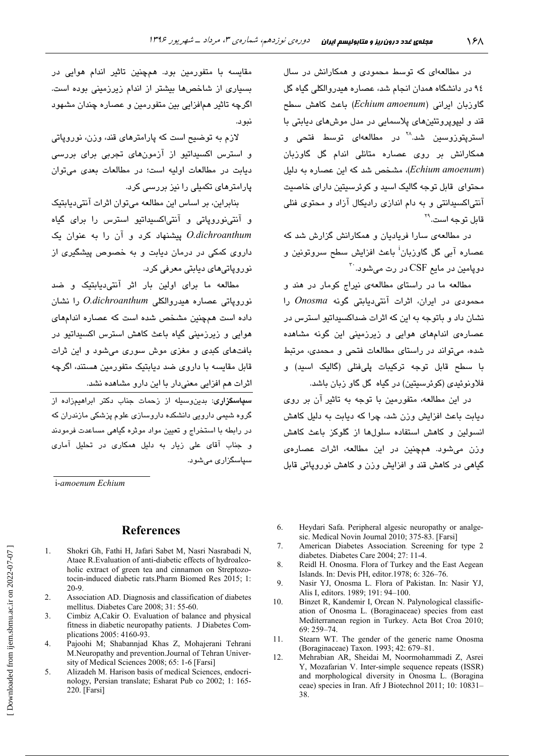در مطالعه‌ای که توسط محمودی و همکارانش در سال ۹۴ در دانشگاه همدان انجام شد، عصاره هیدروالکلی گیاه گل گاوزبان ایرانی (*Echium amoenum*) باعث کاهش سطح قند و لیپوپروتئین‌های پلاسمایی در مدل موش‌های دیابتی با استرپتوزوسین شد.[۲۸] در مطالعه‌ای توسط فتحی و همکارانش بر روی عصاره متانلی اندام گل گاوزبان (*Echium amoenum*)، مشخص شد که این عصاره به دلیل محتوای قابل توجه گالیک اسید و کوئرسیتین دارای خاصیت آنتی‌اکسیدانتی و به دام اندازی رادیکال آزاد و محتوی فنلی قابل توجه است.[۲۹]

در مطالعه‌ی سارا فریادیان و همکارانش گزارش شد که عصاره آبی گل گاوزبان[i] باعث افزایش سطح سروتونین و دوپامین در مایع CSF در رت می‌شود.[۳۰]

مطالعه ما در راستای مطالعه‌ی نیراج کومار در هند و محمودی در ایران، اثرات آنتی‌دیابتی گونه *Onosma* را نشان داد و باتوجه به این که اثرات ضداکسیداتیو استرس در عصاره‌ی اندام‌های هوایی و زیرزمینی این گونه مشاهده شده، می‌تواند در راستای مطالعات فتحی و محمدی، مرتبط با سطح قابل توجه ترکیبات پلی‌فنلی (گالیک اسید) و فلاونوئیدی (کوئرسیتین) در گیاه گل گاو زبان باشد.

در این مطالعه، متفورمین با توجه به تاثیر آن بر روی دیابت باعث افزایش وزن شد، چرا که دیابت به دلیل کاهش انسولین و کاهش استفاده سلول‌ها از گلوکز باعث کاهش وزن می‌شود. همچنین در این مطالعه، اثرات عصاره‌ی گیاهی در کاهش قند و افزایش وزن و کاهش نوروپاتی قابل مقایسه با متفورمین بود. همچنین تاثیر اندام هوایی در بسیاری از شاخص‌ها بیشتر از اندام زیرزمینی بوده است. اگرچه تاثیر هم‌افزایی بین متفورمین و عصاره چندان مشهود نبود.

لازم به توضیح است که پارامترهای قند، وزن، نوروپاتی و استرس اکسیداتیو از آزمون‌های تجربی برای بررسی دیابت در مطالعات اولیه است؛ در مطالعات بعدی می‌توان پارامترهای تکمیلی را نیز بررسی کرد.

بنابراین، بر اساس این مطالعه می‌توان اثرات آنتی‌دیابتیک و آنتی‌نوروپاتی و آنتی‌اکسیداتیو استرس را برای گیاه *O.dichroanthum* پیشنهاد کرد و آن را به عنوان یک داروی کمکی در درمان دیابت و به خصوص پیشگیری از نوروپاتی‌های دیابتی معرفی کرد.

مطالعه ما برای اولین بار اثر آنتی‌دیابتیک و ضد نوروپاتی عصاره هیدروالکلی *O.dichroanthum* را نشان داده است همچنین مشخص شده است که عصاره اندام‌های هوایی و زیرزمینی گیاه باعث کاهش استرس اکسیداتیو در بافت‌های کبدی و مغزی موش سوری می‌شود و این ثرات قابل مقایسه با داروی ضد دیابتیک متفورمین هستند، اگرچه اثرات هم افزایی معنی‌دار با این دارو مشاهده نشد.

**سپاسگزاری:** بدین‌وسیله از زحمات جناب دکتر ابراهیم‌زاده از گروه شیمی دارویی دانشکده داروسازی علوم پزشکی مازندران که در رابطه با استخراج و تعیین مواد موثره گیاهی مساعدت فرمودند و جناب آقای علی زیار به دلیل همکاری در تحلیل آماری سپاسگزاری می‌شود.

---

i-*amoenum Echium*

## References

1. Shokri Gh, Fathi H, Jafari Sabet M, Nasri Nasrabadi N, Ataee R.Evaluation of anti-diabetic effects of hydroalcoholic extract of green tea and cinnamon on Streptozotocin-induced diabetic rats.Pharm Biomed Res 2015; 1: 20-9.
2. Association AD. Diagnosis and classification of diabetes mellitus. Diabetes Care 2008; 31: 55-60.
3. Cimbiz A,Cakir O. Evaluation of balance and physical fitness in diabetic neuropathy patients. J Diabetes Complications 2005: 4160-93.
4. Pajoohi M; Shabannjad Khas Z, Mohajerani Tehrani M.Neuropathy and prevention.Journal of Tehran University of Medical Sciences 2008; 65: 1-6 [Farsi]
5. Alizadeh M. Harison basis of medical Sciences, endocrinology, Persian translate; Esharat Pub co 2002; 1: 165-220. [Farsi]
6. Heydari Safa. Peripheral algesic neuropathy or analgesic. Medical Novin Journal 2010; 375-83. [Farsi]
7. American Diabetes Association. Screening for type 2 diabetes. Diabetes Care 2004; 27: 11-4.
8. Reidl H. Onosma. Flora of Turkey and the East Aegean Islands. In: Devis PH, editor.1978; 6: 326–76.
9. Nasir YJ, Onosma L. Flora of Pakistan. In: Nasir YJ, Alis I, editors. 1989; 191: 94–100.
10. Binzet R, Kandemir I, Orcan N. Palynological classification of Onosma L. (Boraginaceae) species from east Mediterranean region in Turkey. Acta Bot Croa 2010; 69: 259–74.
11. Stearn WT. The gender of the generic name Onosma (Boraginaceae) Taxon. 1993; 42: 679–81.
12. Mehrabian AR, Sheidai M, Noormohammadi Z, Asrei Y, Mozafarian V. Inter-simple sequence repeats (ISSR) and morphological diversity in Onosma L. (Boragina ceae) species in Iran. Afr J Biotechnol 2011; 10: 10831–38.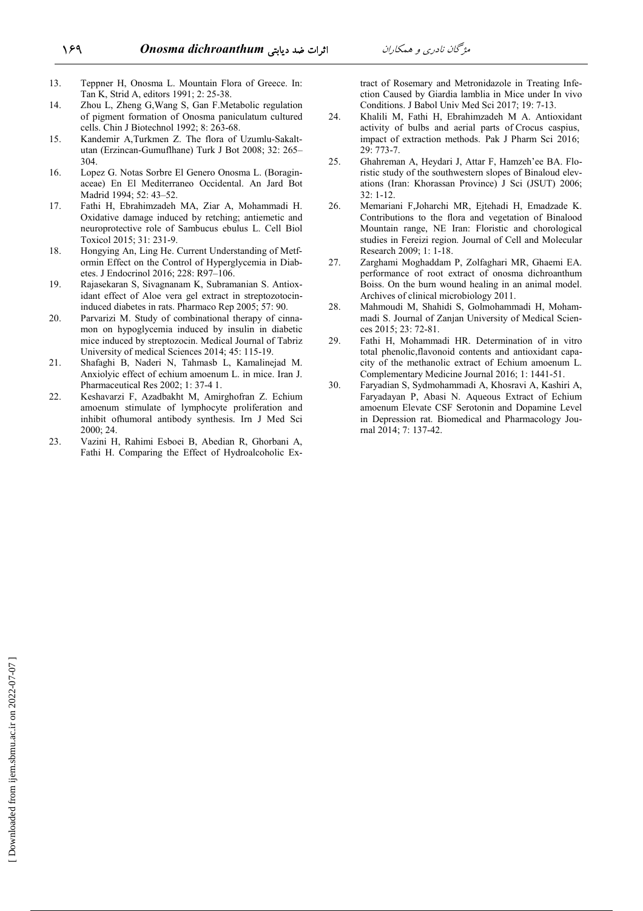13. Teppner H, Onosma L. Mountain Flora of Greece. In: Tan K, Strid A, editors 1991; 2: 25-38.
14. Zhou L, Zheng G,Wang S, Gan F.Metabolic regulation of pigment formation of Onosma paniculatum cultured cells. Chin J Biotechnol 1992; 8: 263-68.
15. Kandemir A,Turkmen Z. The flora of Uzumlu-Sakaltutan (Erzincan-Gumuflhane) Turk J Bot 2008; 32: 265–304.
16. Lopez G. Notas Sorbre El Genero Onosma L. (Boraginaceae) En El Mediterraneo Occidental. An Jard Bot Madrid 1994; 52: 43–52.
17. Fathi H, Ebrahimzadeh MA, Ziar A, Mohammadi H. Oxidative damage induced by retching; antiemetic and neuroprotective role of Sambucus ebulus L. Cell Biol Toxicol 2015; 31: 231-9.
18. Hongying An, Ling He. Current Understanding of Metformin Effect on the Control of Hyperglycemia in Diabetes. J Endocrinol 2016; 228: R97–106.
19. Rajasekaran S, Sivagnanam K, Subramanian S. Antioxidant effect of Aloe vera gel extract in streptozotocin-induced diabetes in rats. Pharmaco Rep 2005; 57: 90.
20. Parvarizi M. Study of combinational therapy of cinnamon on hypoglycemia induced by insulin in diabetic mice induced by streptozocin. Medical Journal of Tabriz University of medical Sciences 2014; 45: 115-19.
21. Shafaghi B, Naderi N, Tahmasb L, Kamalinejad M. Anxiolyic effect of echium amoenum L. in mice. Iran J. Pharmaceutical Res 2002; 1: 37-4 1.
22. Keshavarzi F, Azadbakht M, Amirghofran Z. Echium amoenum stimulate of lymphocyte proliferation and inhibit ofhumoral antibody synthesis. Irn J Med Sci 2000; 24.
23. Vazini H, Rahimi Esboei B, Abedian R, Ghorbani A, Fathi H. Comparing the Effect of Hydroalcoholic Extract of Rosemary and Metronidazole in Treating Infection Caused by Giardia lamblia in Mice under In vivo Conditions. J Babol Univ Med Sci 2017; 19: 7-13.
24. Khalili M, Fathi H, Ebrahimzadeh M A. Antioxidant activity of bulbs and aerial parts of Crocus caspius, impact of extraction methods. Pak J Pharm Sci 2016; 29: 773-7.
25. Ghahreman A, Heydari J, Attar F, Hamzeh'ee BA. Floristic study of the southwestern slopes of Binaloud elevations (Iran: Khorassan Province) J Sci (JSUT) 2006; 32: 1-12.
26. Memariani F,Joharchi MR, Ejtehadi H, Emadzade K. Contributions to the flora and vegetation of Binalood Mountain range, NE Iran: Floristic and chorological studies in Fereizi region. Journal of Cell and Molecular Research 2009; 1: 1-18.
27. Zarghami Moghaddam P, Zolfaghari MR, Ghaemi EA. performance of root extract of onosma dichroanthum Boiss. On the burn wound healing in an animal model. Archives of clinical microbiology 2011.
28. Mahmoudi M, Shahidi S, Golmohammadi H, Mohammadi S. Journal of Zanjan University of Medical Sciences 2015; 23: 72-81.
29. Fathi H, Mohammadi HR. Determination of in vitro total phenolic,flavonoid contents and antioxidant capacity of the methanolic extract of Echium amoenum L. Complementary Medicine Journal 2016; 1: 1441-51.
30. Faryadian S, Sydmohammadi A, Khosravi A, Kashiri A, Faryadayan P, Abasi N. Aqueous Extract of Echium amoenum Elevate CSF Serotonin and Dopamine Level in Depression rat. Biomedical and Pharmacology Journal 2014; 7: 137-42.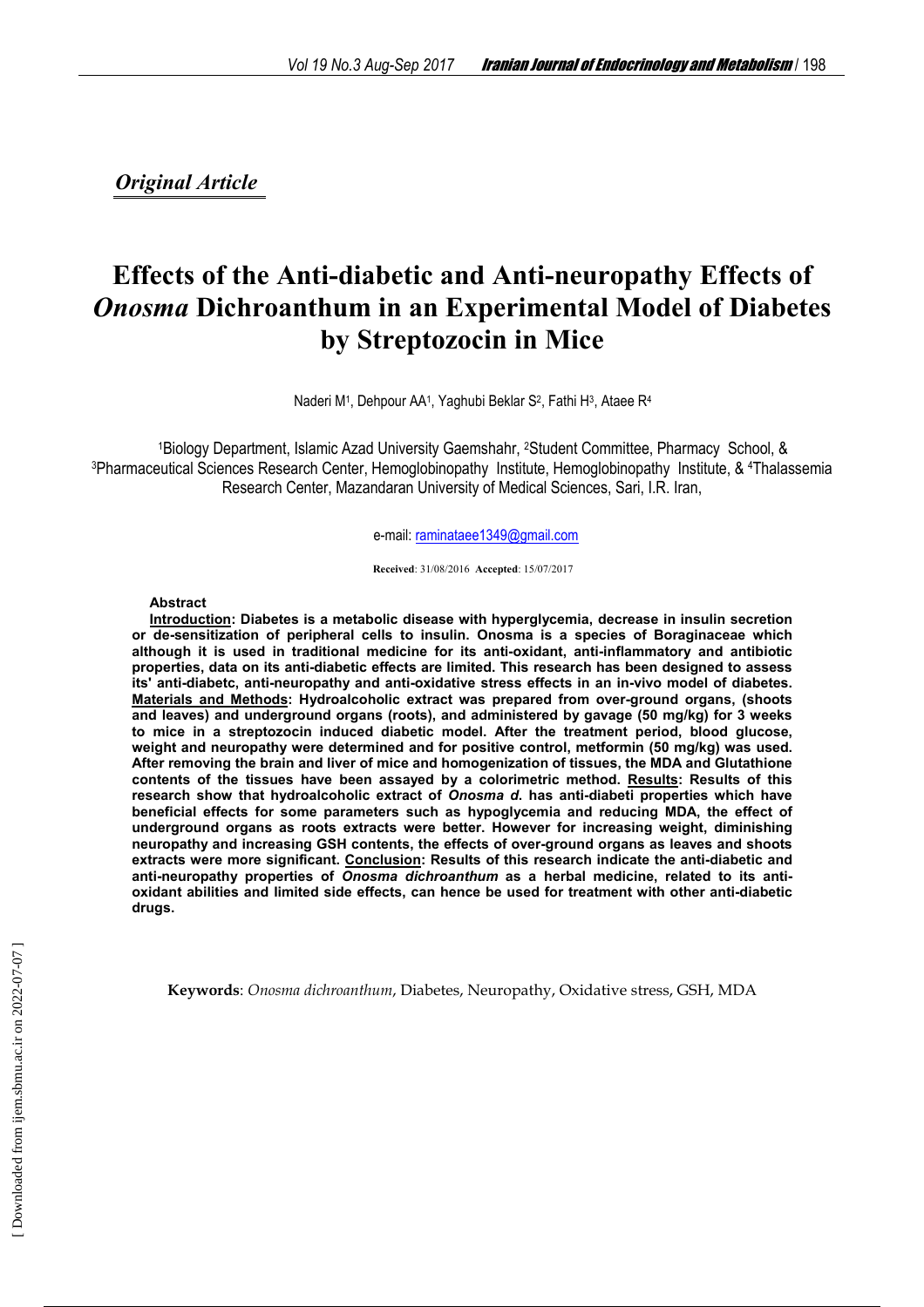*Original Article*

# Effects of the Anti-diabetic and Anti-neuropathy Effects of *Onosma* Dichroanthum in an Experimental Model of Diabetes by Streptozocin in Mice

Naderi M[1], Dehpour AA[1], Yaghubi Beklar S[2], Fathi H[3], Ataee R[4]

[1]Biology Department, Islamic Azad University Gaemshahr, [2]Student Committee, Pharmacy School, & [3]Pharmaceutical Sciences Research Center, Hemoglobinopathy Institute, Hemoglobinopathy Institute, & [4]Thalassemia Research Center, Mazandaran University of Medical Sciences, Sari, I.R. Iran,

e-mail: raminataee1349@gmail.com

**Received**: 31/08/2016 **Accepted**: 15/07/2017

**Abstract**

**Introduction: Diabetes is a metabolic disease with hyperglycemia, decrease in insulin secretion or de-sensitization of peripheral cells to insulin. Onosma is a species of Boraginaceae which although it is used in traditional medicine for its anti-oxidant, anti-inflammatory and antibiotic properties, data on its anti-diabetic effects are limited. This research has been designed to assess its' anti-diabetc, anti-neuropathy and anti-oxidative stress effects in an in-vivo model of diabetes. Materials and Methods: Hydroalcoholic extract was prepared from over-ground organs, (shoots and leaves) and underground organs (roots), and administered by gavage (50 mg/kg) for 3 weeks to mice in a streptozocin induced diabetic model. After the treatment period, blood glucose, weight and neuropathy were determined and for positive control, metformin (50 mg/kg) was used. After removing the brain and liver of mice and homogenization of tissues, the MDA and Glutathione contents of the tissues have been assayed by a colorimetric method. Results: Results of this research show that hydroalcoholic extract of *Onosma d.* has anti-diabeti properties which have beneficial effects for some parameters such as hypoglycemia and reducing MDA, the effect of underground organs as roots extracts were better. However for increasing weight, diminishing neuropathy and increasing GSH contents, the effects of over-ground organs as leaves and shoots extracts were more significant. Conclusion: Results of this research indicate the anti-diabetic and anti-neuropathy properties of *Onosma dichroanthum* as a herbal medicine, related to its anti-oxidant abilities and limited side effects, can hence be used for treatment with other anti-diabetic drugs.**

**Keywords**: *Onosma dichroanthum*, Diabetes, Neuropathy, Oxidative stress, GSH, MDA